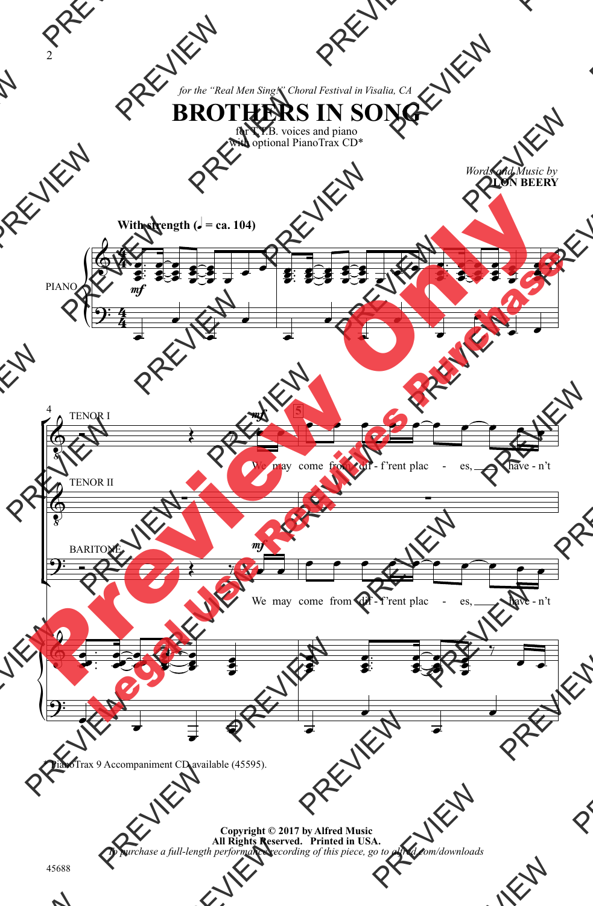*for the "Real Men Sing!" Choral Festival in Visalia, CA*

# BROTHERS IN SONG

for T.T.B. voices and piano
with optional PianoTrax CD*

*Words and Music by*
**LON BEERY**

**With strength (♩ = ca. 104)**

PIANO

TENOR I

TENOR II

BARITONE

We may come from dif - f'rent plac - es, have - n't

We may come from dif - f'rent plac - es, have - n't

* PianoTrax 9 Accompaniment CD available (45595).

**Copyright © 2017 by Alfred Music**
**All Rights Reserved. Printed in USA.**
*To purchase a full-length performance recording of this piece, go to alfred.com/downloads*

45688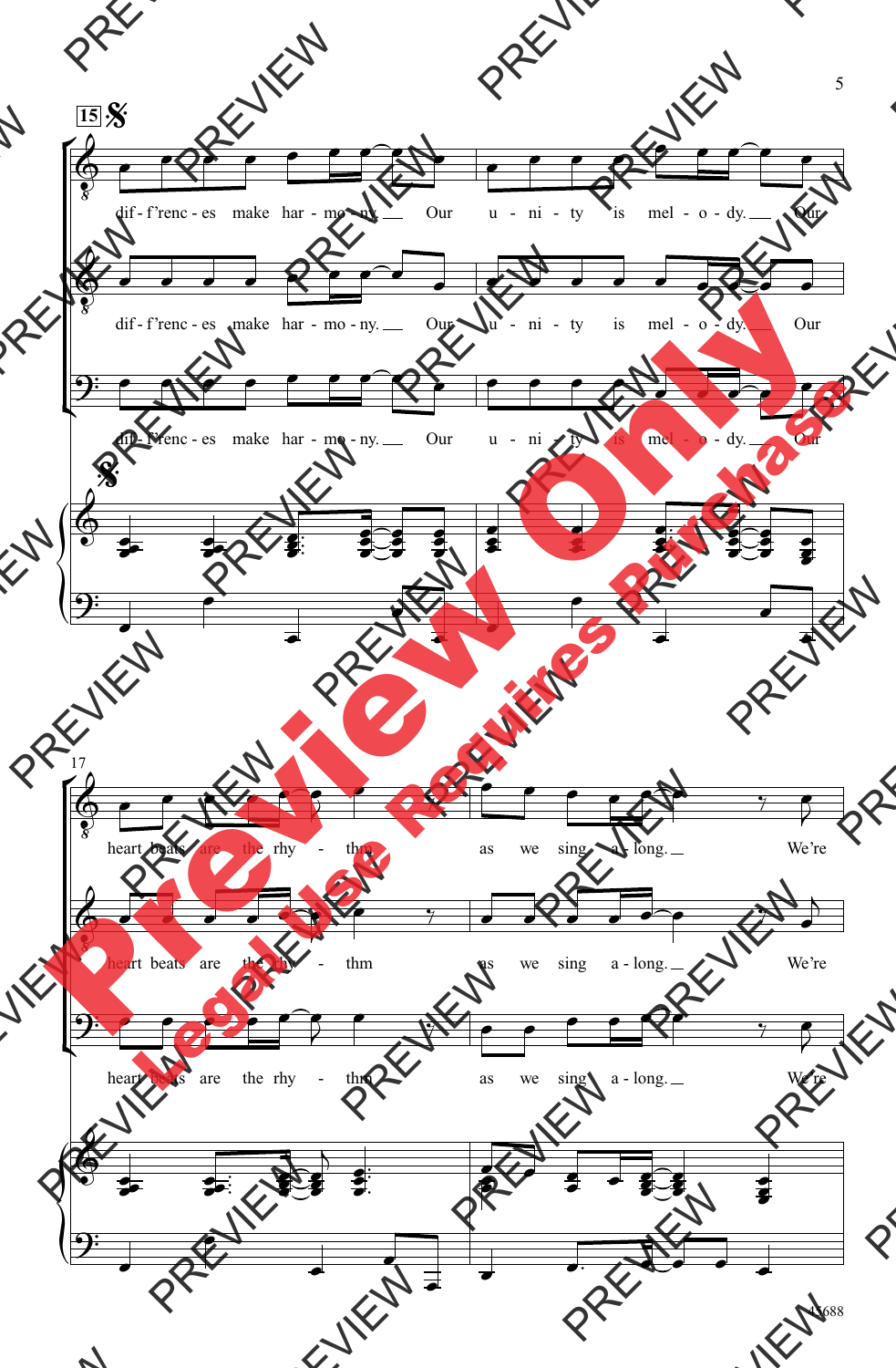15

dif - f'renc - es make har - mo - ny. Our u - ni - ty is mel - o - dy. Our

dif - f'renc - es make har - mo - ny. Our u - ni - ty is mel - o - dy. Our

dif - f'renc - es make har - mo - ny. Our u - ni - ty is mel - o - dy. Our

17

heart beats are the rhy - thm as we sing a - long. We're

heart beats are the rhy - thm as we sing a - long. We're

heart beats are the rhy - thm as we sing a - long. We're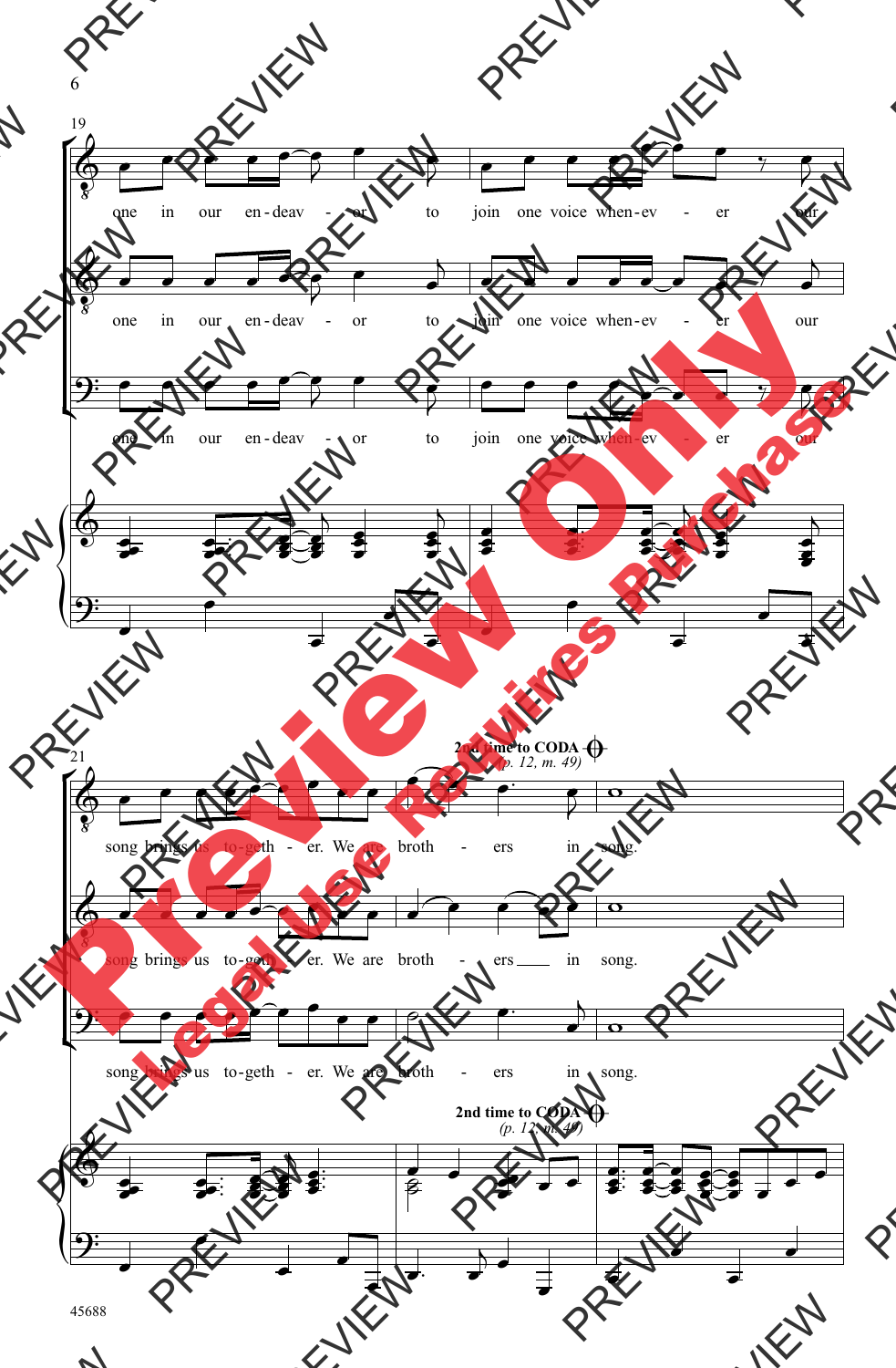19

one in our en-deav - or to join one voice when-ev - er our

one in our en-deav - or to join one voice when-ev - er our

one in our en-deav - or to join one voice when-ev - er our

21

**2nd time to CODA**
*(p. 12, m. 49)*

song brings us to-geth - er. We are broth - ers in song.

song brings us to-geth - er. We are broth - ers in song.

song brings us to-geth - er. We are broth - ers in song.

**2nd time to CODA**
*(p. 12, m. 49)*

45688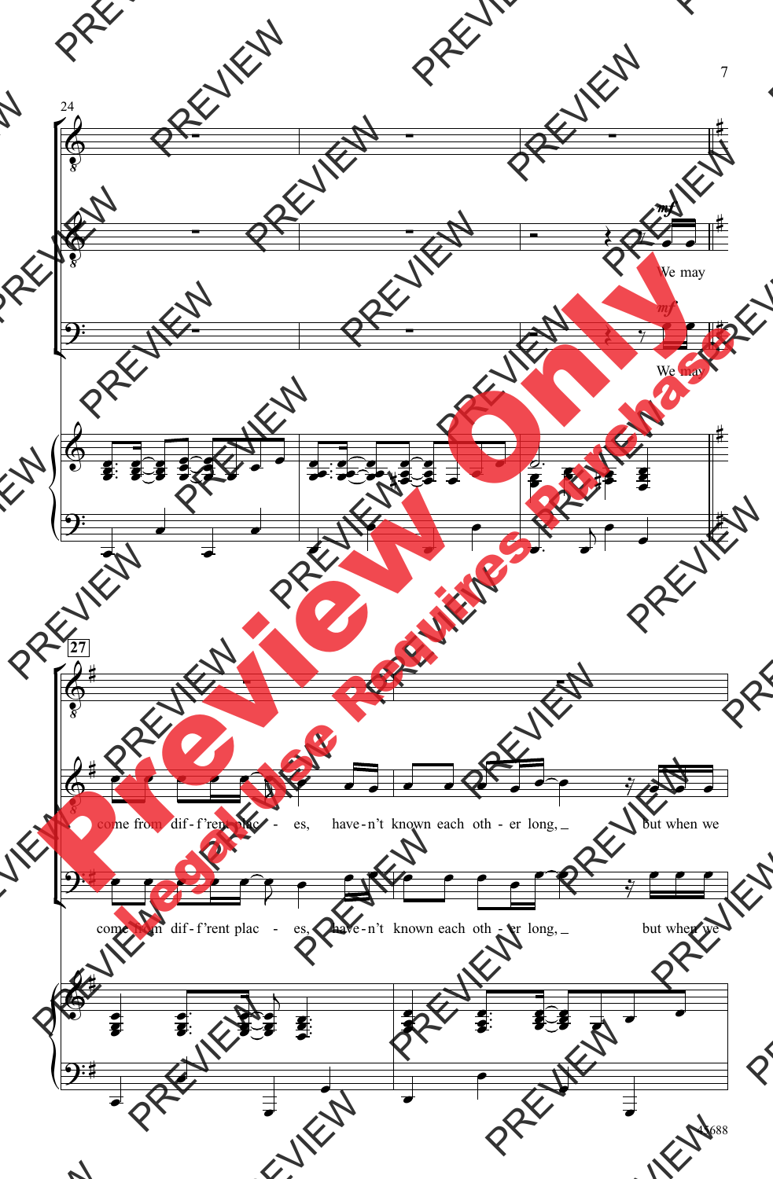24

We may

We may

27

come from dif - f'rent plac - es, have - n't known each oth - er long, but when we

come from dif - f'rent plac - es, have - n't known each oth - er long, but when we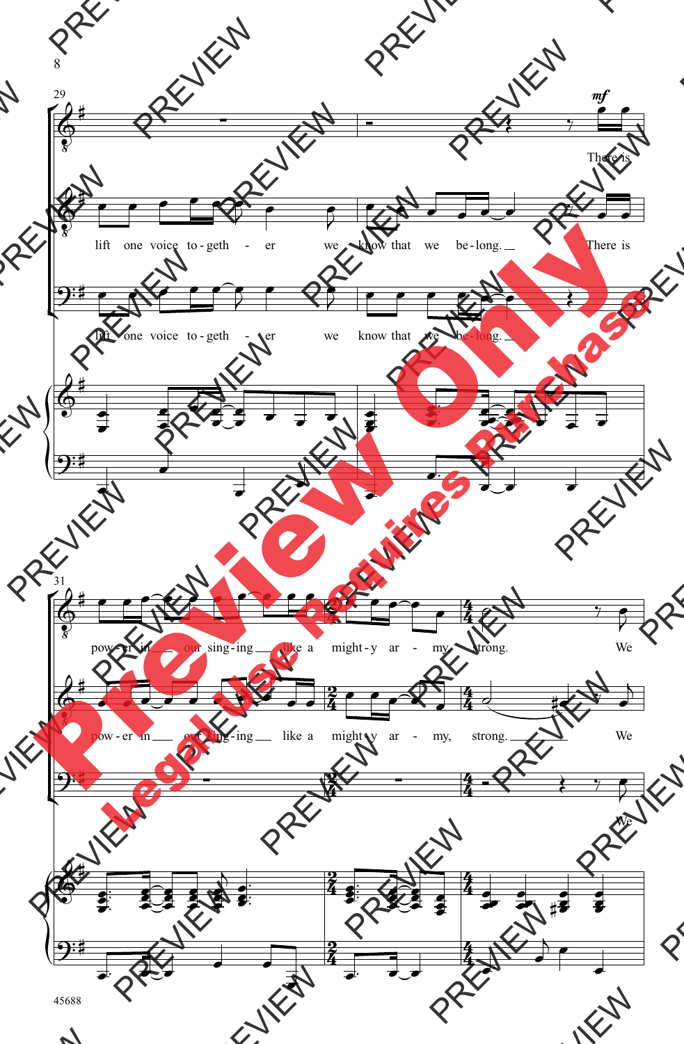29

*mf*

There is

lift one voice to-geth - er we know that we be-long. There is

lift one voice to-geth - er we know that we be-long.

31

pow-er in our sing-ing like a might-y ar - my strong. We

pow-er in our sing-ing like a might-y ar - my, strong. We

We

45688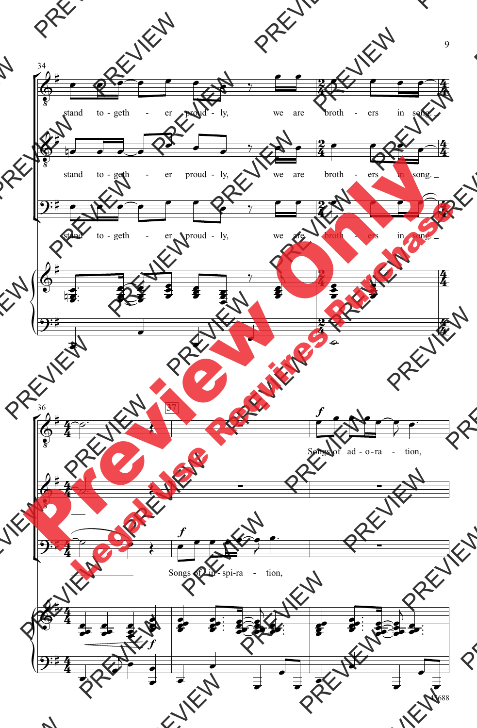stand to - geth - er proud - ly, we are broth - ers in song.

stand to - geth - er proud - ly, we are broth - ers in song.

stand to - geth - er proud - ly, we are broth - ers in song.

37

*f*

Songs of ad - o - ra - tion,

*f*

Songs of in - spi - ra - tion,

*f*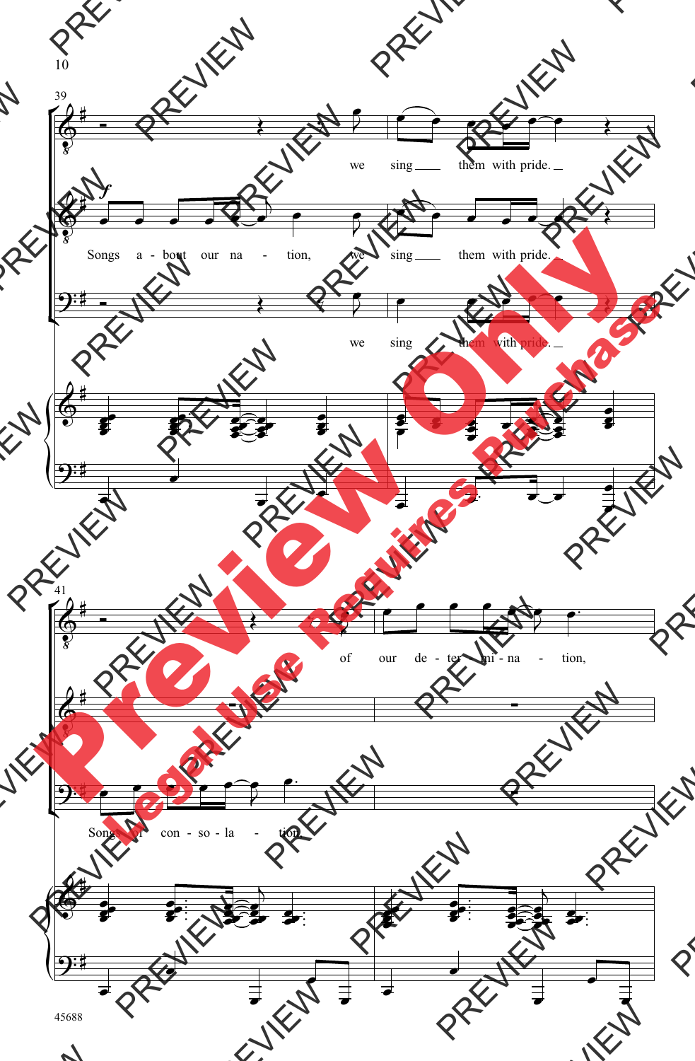39

we sing them with pride.

Songs a - bout our na - tion, we sing them with pride.

we sing them with pride.

41

of our de - ter - mi - na - tion,

Songs of con - so - la - tion,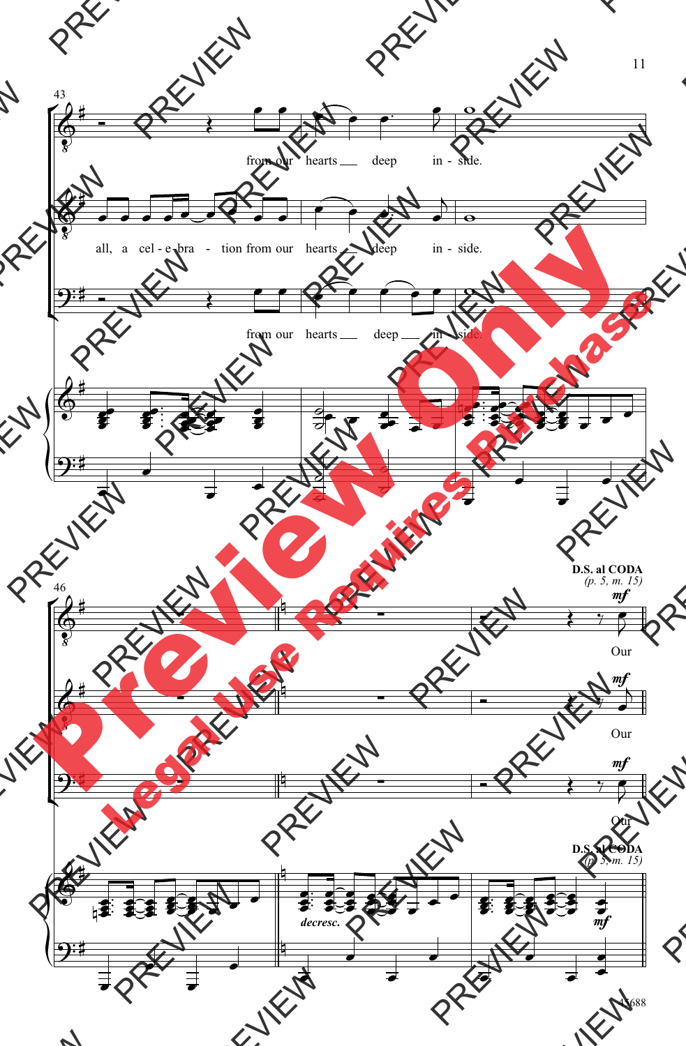43

from our hearts deep in - side.

all, a cel - e - bra - tion from our hearts deep in - side.

from our hearts deep in - side.

46

**D.S. al CODA**
*(p. 5, m. 15)*

*mf*

Our

*mf*

Our

*mf*

Our

*decresc.*

**D.S. al CODA**
*(p. 5, m. 15)*

*mf*

45688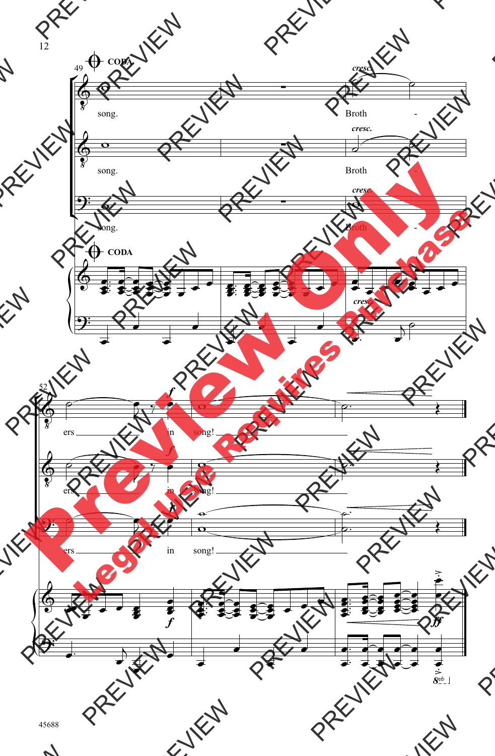CODA

song. Broth - ers in song!

song. Broth - ers in song!

song. Broth - ers in song!

CODA

45688